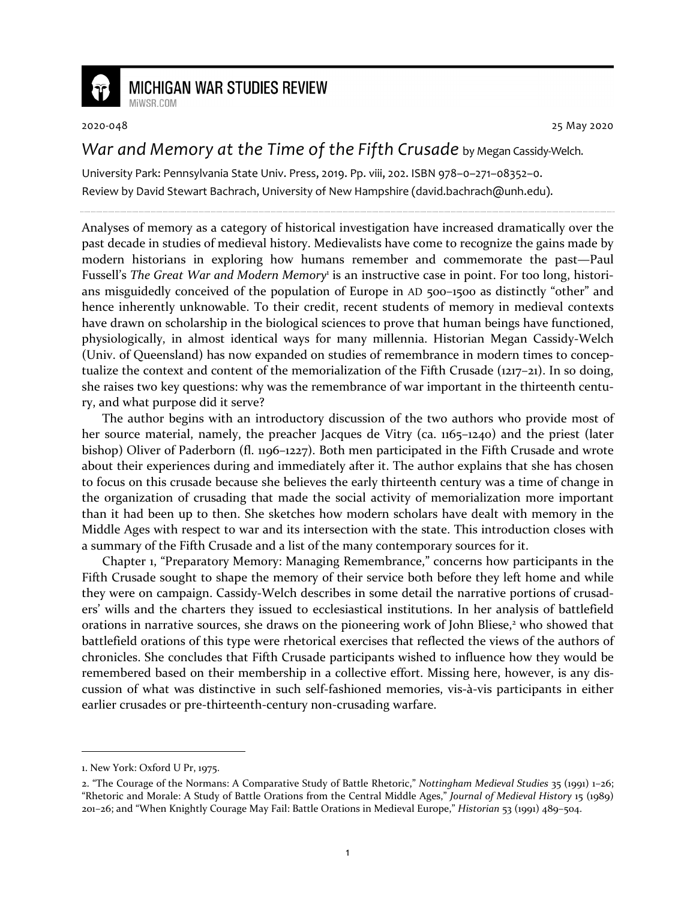# MICHIGAN WAR STUDIES REVIEW

MiWSR.COM

2020-048

25 May 2020

## *War and Memory at the Time of the Fifth Crusade* by Megan Cassidy-Welch.

University Park: Pennsylvania State Univ. Press, 2019. Pp. viii, 202. ISBN 978–0–271–08352–0.

Review by David Stewart Bachrach, University of New Hampshire (david.bachrach@unh.edu).

Analyses of memory as a category of historical investigation have increased dramatically over the past decade in studies of medieval history. Medievalists have come to recognize the gains made by modern historians in exploring how humans remember and commemorate the past—Paul Fussell's *The Great War and Modern Memory*[1] is an instructive case in point. For too long, historians misguidedly conceived of the population of Europe in AD 500–1500 as distinctly "other" and hence inherently unknowable. To their credit, recent students of memory in medieval contexts have drawn on scholarship in the biological sciences to prove that human beings have functioned, physiologically, in almost identical ways for many millennia. Historian Megan Cassidy-Welch (Univ. of Queensland) has now expanded on studies of remembrance in modern times to conceptualize the context and content of the memorialization of the Fifth Crusade (1217–21). In so doing, she raises two key questions: why was the remembrance of war important in the thirteenth century, and what purpose did it serve?

The author begins with an introductory discussion of the two authors who provide most of her source material, namely, the preacher Jacques de Vitry (ca. 1165–1240) and the priest (later bishop) Oliver of Paderborn (fl. 1196–1227). Both men participated in the Fifth Crusade and wrote about their experiences during and immediately after it. The author explains that she has chosen to focus on this crusade because she believes the early thirteenth century was a time of change in the organization of crusading that made the social activity of memorialization more important than it had been up to then. She sketches how modern scholars have dealt with memory in the Middle Ages with respect to war and its intersection with the state. This introduction closes with a summary of the Fifth Crusade and a list of the many contemporary sources for it.

Chapter 1, "Preparatory Memory: Managing Remembrance," concerns how participants in the Fifth Crusade sought to shape the memory of their service both before they left home and while they were on campaign. Cassidy-Welch describes in some detail the narrative portions of crusaders' wills and the charters they issued to ecclesiastical institutions. In her analysis of battlefield orations in narrative sources, she draws on the pioneering work of John Bliese,[2] who showed that battlefield orations of this type were rhetorical exercises that reflected the views of the authors of chronicles. She concludes that Fifth Crusade participants wished to influence how they would be remembered based on their membership in a collective effort. Missing here, however, is any discussion of what was distinctive in such self-fashioned memories, vis-à-vis participants in either earlier crusades or pre-thirteenth-century non-crusading warfare.

---

1. New York: Oxford U Pr, 1975.

2. "The Courage of the Normans: A Comparative Study of Battle Rhetoric," *Nottingham Medieval Studies* 35 (1991) 1–26; "Rhetoric and Morale: A Study of Battle Orations from the Central Middle Ages," *Journal of Medieval History* 15 (1989) 201–26; and "When Knightly Courage May Fail: Battle Orations in Medieval Europe," *Historian* 53 (1991) 489–504.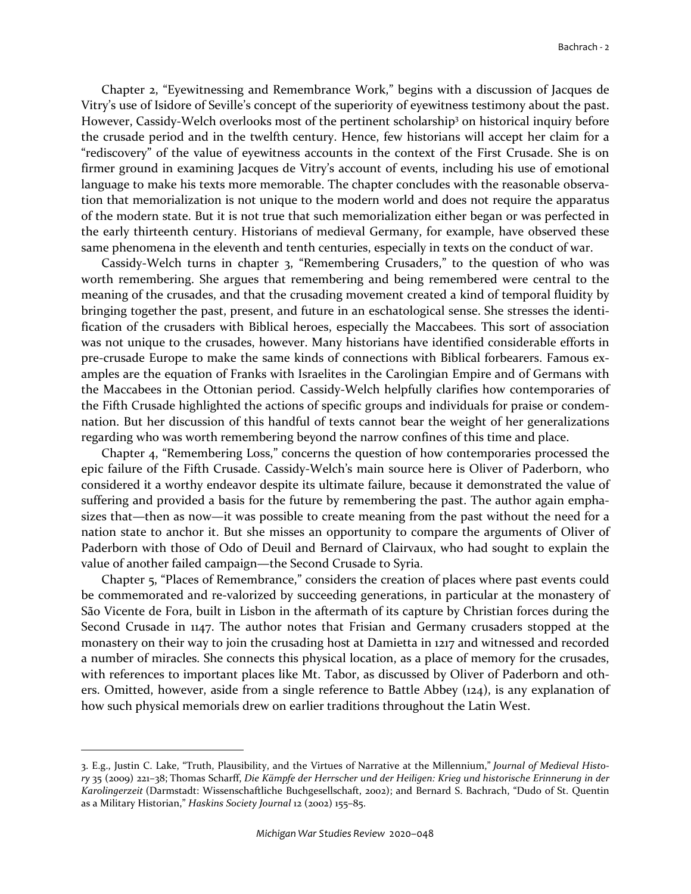Chapter 2, "Eyewitnessing and Remembrance Work," begins with a discussion of Jacques de Vitry's use of Isidore of Seville's concept of the superiority of eyewitness testimony about the past. However, Cassidy-Welch overlooks most of the pertinent scholarship[3] on historical inquiry before the crusade period and in the twelfth century. Hence, few historians will accept her claim for a "rediscovery" of the value of eyewitness accounts in the context of the First Crusade. She is on firmer ground in examining Jacques de Vitry's account of events, including his use of emotional language to make his texts more memorable. The chapter concludes with the reasonable observation that memorialization is not unique to the modern world and does not require the apparatus of the modern state. But it is not true that such memorialization either began or was perfected in the early thirteenth century. Historians of medieval Germany, for example, have observed these same phenomena in the eleventh and tenth centuries, especially in texts on the conduct of war.

Cassidy-Welch turns in chapter 3, "Remembering Crusaders," to the question of who was worth remembering. She argues that remembering and being remembered were central to the meaning of the crusades, and that the crusading movement created a kind of temporal fluidity by bringing together the past, present, and future in an eschatological sense. She stresses the identification of the crusaders with Biblical heroes, especially the Maccabees. This sort of association was not unique to the crusades, however. Many historians have identified considerable efforts in pre-crusade Europe to make the same kinds of connections with Biblical forbearers. Famous examples are the equation of Franks with Israelites in the Carolingian Empire and of Germans with the Maccabees in the Ottonian period. Cassidy-Welch helpfully clarifies how contemporaries of the Fifth Crusade highlighted the actions of specific groups and individuals for praise or condemnation. But her discussion of this handful of texts cannot bear the weight of her generalizations regarding who was worth remembering beyond the narrow confines of this time and place.

Chapter 4, "Remembering Loss," concerns the question of how contemporaries processed the epic failure of the Fifth Crusade. Cassidy-Welch's main source here is Oliver of Paderborn, who considered it a worthy endeavor despite its ultimate failure, because it demonstrated the value of suffering and provided a basis for the future by remembering the past. The author again emphasizes that—then as now—it was possible to create meaning from the past without the need for a nation state to anchor it. But she misses an opportunity to compare the arguments of Oliver of Paderborn with those of Odo of Deuil and Bernard of Clairvaux, who had sought to explain the value of another failed campaign—the Second Crusade to Syria.

Chapter 5, "Places of Remembrance," considers the creation of places where past events could be commemorated and re-valorized by succeeding generations, in particular at the monastery of São Vicente de Fora, built in Lisbon in the aftermath of its capture by Christian forces during the Second Crusade in 1147. The author notes that Frisian and Germany crusaders stopped at the monastery on their way to join the crusading host at Damietta in 1217 and witnessed and recorded a number of miracles. She connects this physical location, as a place of memory for the crusades, with references to important places like Mt. Tabor, as discussed by Oliver of Paderborn and others. Omitted, however, aside from a single reference to Battle Abbey (124), is any explanation of how such physical memorials drew on earlier traditions throughout the Latin West.

---

3. E.g., Justin C. Lake, "Truth, Plausibility, and the Virtues of Narrative at the Millennium," *Journal of Medieval History* 35 (2009) 221–38; Thomas Scharff, *Die Kämpfe der Herrscher und der Heiligen: Krieg und historische Erinnerung in der Karolingerzeit* (Darmstadt: Wissenschaftliche Buchgesellschaft, 2002); and Bernard S. Bachrach, "Dudo of St. Quentin as a Military Historian," *Haskins Society Journal* 12 (2002) 155–85.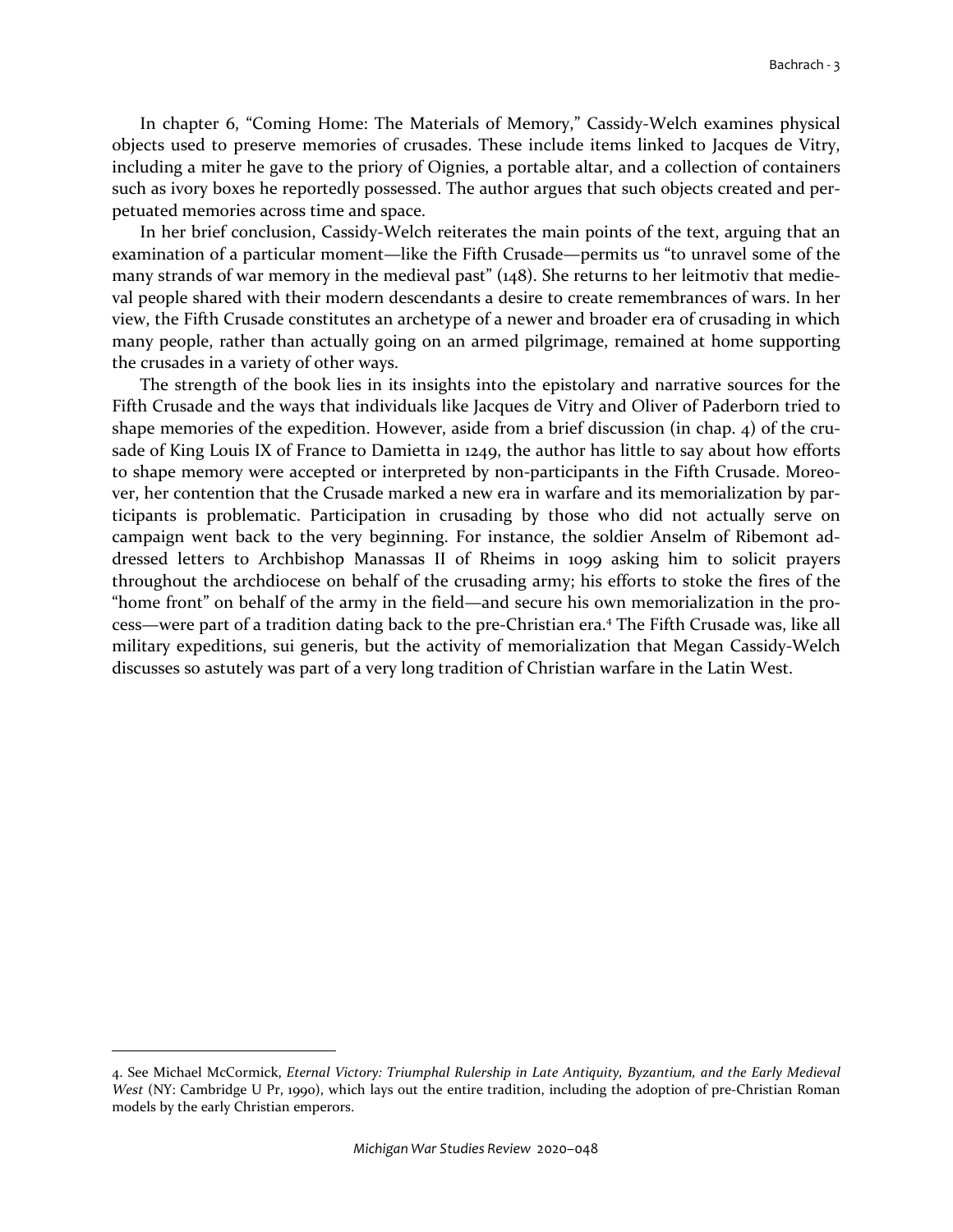In chapter 6, "Coming Home: The Materials of Memory," Cassidy-Welch examines physical objects used to preserve memories of crusades. These include items linked to Jacques de Vitry, including a miter he gave to the priory of Oignies, a portable altar, and a collection of containers such as ivory boxes he reportedly possessed. The author argues that such objects created and perpetuated memories across time and space.

In her brief conclusion, Cassidy-Welch reiterates the main points of the text, arguing that an examination of a particular moment—like the Fifth Crusade—permits us "to unravel some of the many strands of war memory in the medieval past" (148). She returns to her leitmotiv that medieval people shared with their modern descendants a desire to create remembrances of wars. In her view, the Fifth Crusade constitutes an archetype of a newer and broader era of crusading in which many people, rather than actually going on an armed pilgrimage, remained at home supporting the crusades in a variety of other ways.

The strength of the book lies in its insights into the epistolary and narrative sources for the Fifth Crusade and the ways that individuals like Jacques de Vitry and Oliver of Paderborn tried to shape memories of the expedition. However, aside from a brief discussion (in chap. 4) of the crusade of King Louis IX of France to Damietta in 1249, the author has little to say about how efforts to shape memory were accepted or interpreted by non-participants in the Fifth Crusade. Moreover, her contention that the Crusade marked a new era in warfare and its memorialization by participants is problematic. Participation in crusading by those who did not actually serve on campaign went back to the very beginning. For instance, the soldier Anselm of Ribemont addressed letters to Archbishop Manassas II of Rheims in 1099 asking him to solicit prayers throughout the archdiocese on behalf of the crusading army; his efforts to stoke the fires of the "home front" on behalf of the army in the field—and secure his own memorialization in the process—were part of a tradition dating back to the pre-Christian era.[4] The Fifth Crusade was, like all military expeditions, sui generis, but the activity of memorialization that Megan Cassidy-Welch discusses so astutely was part of a very long tradition of Christian warfare in the Latin West.

---

4. See Michael McCormick, *Eternal Victory: Triumphal Rulership in Late Antiquity, Byzantium, and the Early Medieval West* (NY: Cambridge U Pr, 1990), which lays out the entire tradition, including the adoption of pre-Christian Roman models by the early Christian emperors.